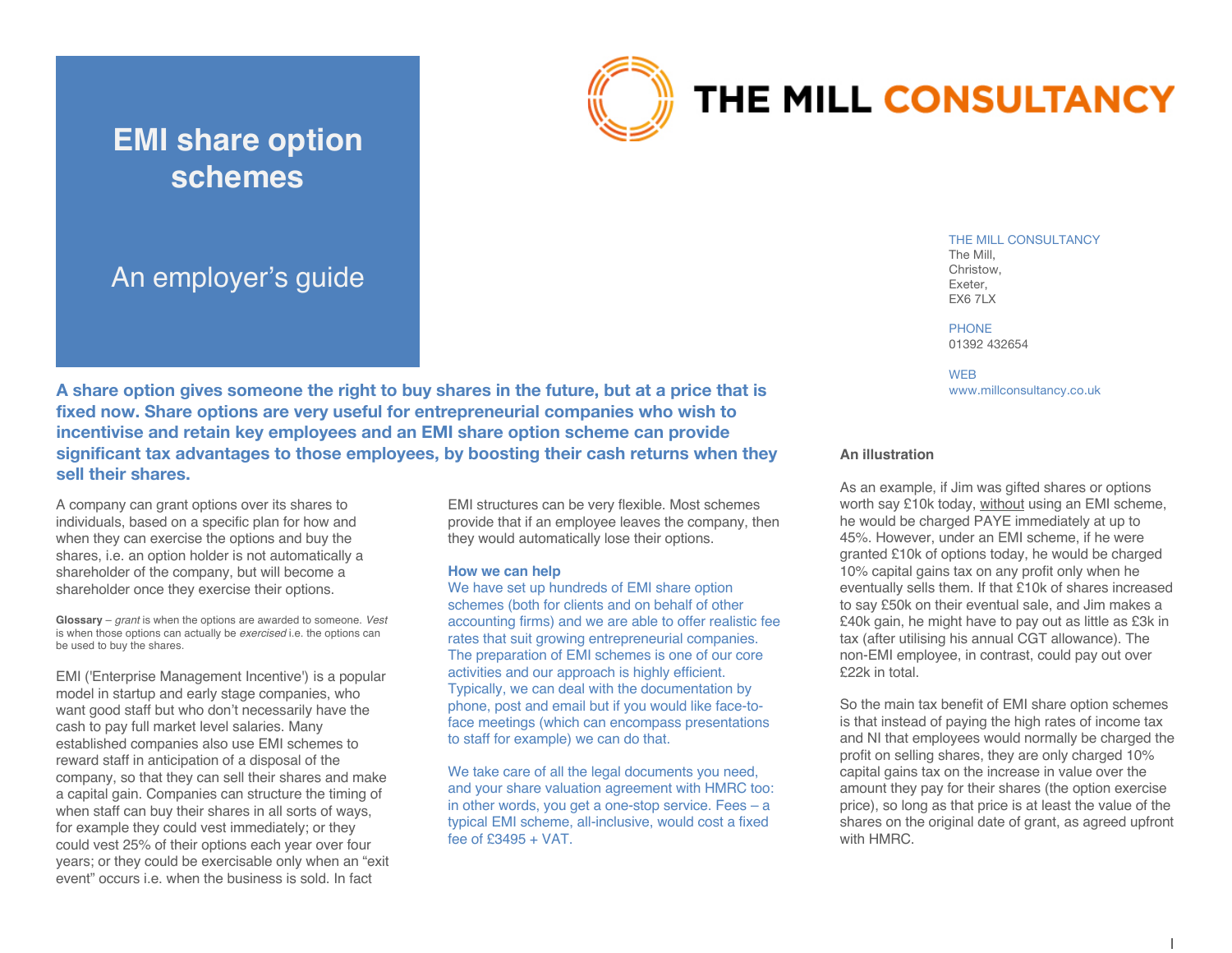# EMI share option schemes

## An employer's guide

THE MILL CONSULTANCY

THE MILL CONSULTANCY
The Mill,
Christow,
Exeter,
EX6 7LX

PHONE
01392 432654

WEB
www.millconsultancy.co.uk

**A share option gives someone the right to buy shares in the future, but at a price that is fixed now. Share options are very useful for entrepreneurial companies who wish to incentivise and retain key employees and an EMI share option scheme can provide significant tax advantages to those employees, by boosting their cash returns when they sell their shares.**

A company can grant options over its shares to individuals, based on a specific plan for how and when they can exercise the options and buy the shares, i.e. an option holder is not automatically a shareholder of the company, but will become a shareholder once they exercise their options.

**Glossary** – *grant* is when the options are awarded to someone. *Vest* is when those options can actually be *exercised* i.e. the options can be used to buy the shares.

EMI ('Enterprise Management Incentive') is a popular model in startup and early stage companies, who want good staff but who don't necessarily have the cash to pay full market level salaries. Many established companies also use EMI schemes to reward staff in anticipation of a disposal of the company, so that they can sell their shares and make a capital gain. Companies can structure the timing of when staff can buy their shares in all sorts of ways, for example they could vest immediately; or they could vest 25% of their options each year over four years; or they could be exercisable only when an "exit event" occurs i.e. when the business is sold. In fact EMI structures can be very flexible. Most schemes provide that if an employee leaves the company, then they would automatically lose their options.

### How we can help

We have set up hundreds of EMI share option schemes (both for clients and on behalf of other accounting firms) and we are able to offer realistic fee rates that suit growing entrepreneurial companies. The preparation of EMI schemes is one of our core activities and our approach is highly efficient. Typically, we can deal with the documentation by phone, post and email but if you would like face-to-face meetings (which can encompass presentations to staff for example) we can do that.

We take care of all the legal documents you need, and your share valuation agreement with HMRC too: in other words, you get a one-stop service. Fees – a typical EMI scheme, all-inclusive, would cost a fixed fee of £3495 + VAT.

### An illustration

As an example, if Jim was gifted shares or options worth say £10k today, without using an EMI scheme, he would be charged PAYE immediately at up to 45%. However, under an EMI scheme, if he were granted £10k of options today, he would be charged 10% capital gains tax on any profit only when he eventually sells them. If that £10k of shares increased to say £50k on their eventual sale, and Jim makes a £40k gain, he might have to pay out as little as £3k in tax (after utilising his annual CGT allowance). The non-EMI employee, in contrast, could pay out over £22k in total.

So the main tax benefit of EMI share option schemes is that instead of paying the high rates of income tax and NI that employees would normally be charged the profit on selling shares, they are only charged 10% capital gains tax on the increase in value over the amount they pay for their shares (the option exercise price), so long as that price is at least the value of the shares on the original date of grant, as agreed upfront with HMRC.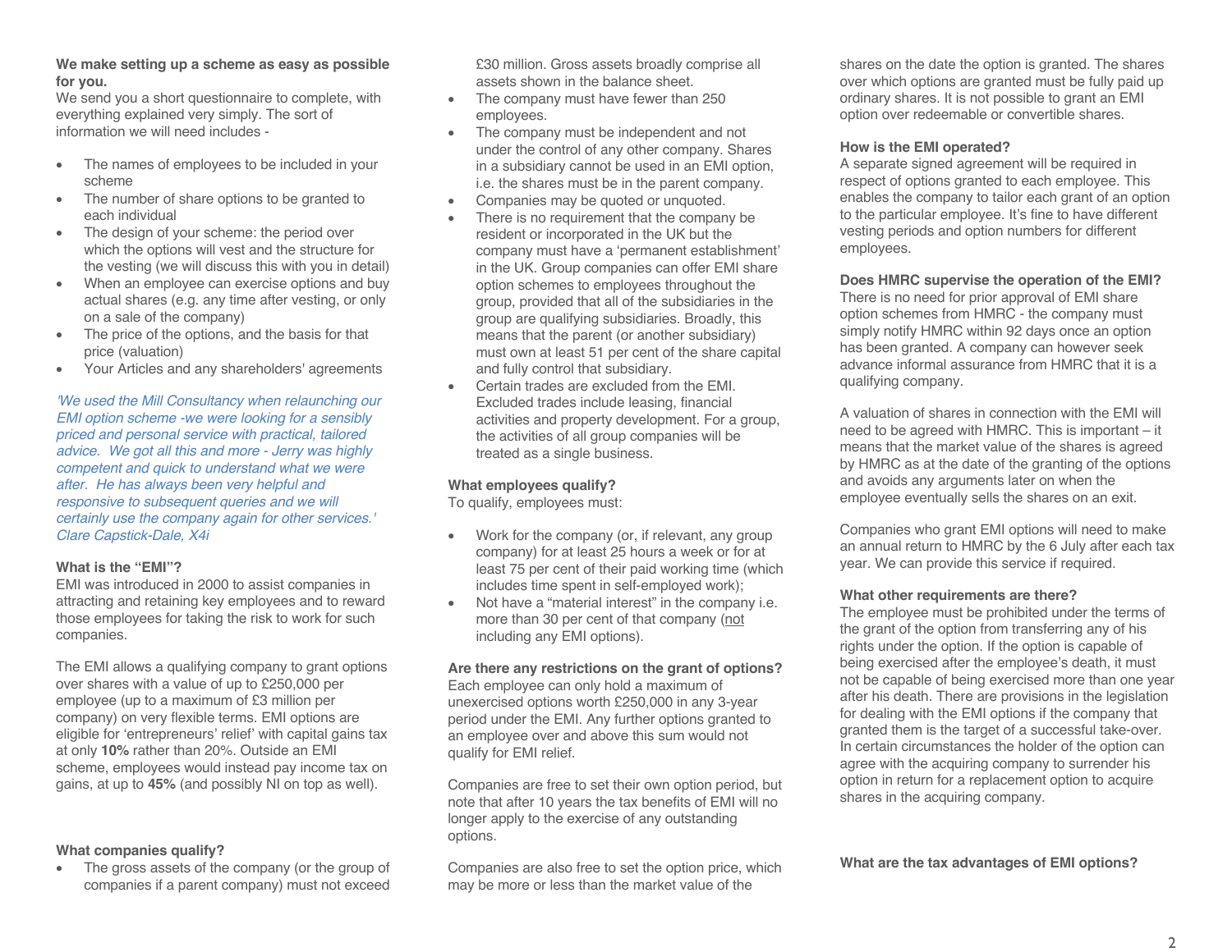**We make setting up a scheme as easy as possible for you.**

We send you a short questionnaire to complete, with everything explained very simply. The sort of information we will need includes -

- The names of employees to be included in your scheme
- The number of share options to be granted to each individual
- The design of your scheme: the period over which the options will vest and the structure for the vesting (we will discuss this with you in detail)
- When an employee can exercise options and buy actual shares (e.g. any time after vesting, or only on a sale of the company)
- The price of the options, and the basis for that price (valuation)
- Your Articles and any shareholders' agreements

*'We used the Mill Consultancy when relaunching our EMI option scheme -we were looking for a sensibly priced and personal service with practical, tailored advice. We got all this and more - Jerry was highly competent and quick to understand what we were after. He has always been very helpful and responsive to subsequent queries and we will certainly use the company again for other services.' Clare Capstick-Dale, X4i*

**What is the "EMI"?**

EMI was introduced in 2000 to assist companies in attracting and retaining key employees and to reward those employees for taking the risk to work for such companies.

The EMI allows a qualifying company to grant options over shares with a value of up to £250,000 per employee (up to a maximum of £3 million per company) on very flexible terms. EMI options are eligible for 'entrepreneurs' relief' with capital gains tax at only **10%** rather than 20%. Outside an EMI scheme, employees would instead pay income tax on gains, at up to **45%** (and possibly NI on top as well).

**What companies qualify?**

- The gross assets of the company (or the group of companies if a parent company) must not exceed £30 million. Gross assets broadly comprise all assets shown in the balance sheet.
- The company must have fewer than 250 employees.
- The company must be independent and not under the control of any other company. Shares in a subsidiary cannot be used in an EMI option, i.e. the shares must be in the parent company.
- Companies may be quoted or unquoted.
- There is no requirement that the company be resident or incorporated in the UK but the company must have a 'permanent establishment' in the UK. Group companies can offer EMI share option schemes to employees throughout the group, provided that all of the subsidiaries in the group are qualifying subsidiaries. Broadly, this means that the parent (or another subsidiary) must own at least 51 per cent of the share capital and fully control that subsidiary.
- Certain trades are excluded from the EMI. Excluded trades include leasing, financial activities and property development. For a group, the activities of all group companies will be treated as a single business.

**What employees qualify?**

To qualify, employees must:

- Work for the company (or, if relevant, any group company) for at least 25 hours a week or for at least 75 per cent of their paid working time (which includes time spent in self-employed work);
- Not have a "material interest" in the company i.e. more than 30 per cent of that company (not including any EMI options).

**Are there any restrictions on the grant of options?**

Each employee can only hold a maximum of unexercised options worth £250,000 in any 3-year period under the EMI. Any further options granted to an employee over and above this sum would not qualify for EMI relief.

Companies are free to set their own option period, but note that after 10 years the tax benefits of EMI will no longer apply to the exercise of any outstanding options.

Companies are also free to set the option price, which may be more or less than the market value of the shares on the date the option is granted. The shares over which options are granted must be fully paid up ordinary shares. It is not possible to grant an EMI option over redeemable or convertible shares.

**How is the EMI operated?**

A separate signed agreement will be required in respect of options granted to each employee. This enables the company to tailor each grant of an option to the particular employee. It's fine to have different vesting periods and option numbers for different employees.

**Does HMRC supervise the operation of the EMI?**

There is no need for prior approval of EMI share option schemes from HMRC - the company must simply notify HMRC within 92 days once an option has been granted. A company can however seek advance informal assurance from HMRC that it is a qualifying company.

A valuation of shares in connection with the EMI will need to be agreed with HMRC. This is important – it means that the market value of the shares is agreed by HMRC as at the date of the granting of the options and avoids any arguments later on when the employee eventually sells the shares on an exit.

Companies who grant EMI options will need to make an annual return to HMRC by the 6 July after each tax year. We can provide this service if required.

**What other requirements are there?**

The employee must be prohibited under the terms of the grant of the option from transferring any of his rights under the option. If the option is capable of being exercised after the employee's death, it must not be capable of being exercised more than one year after his death. There are provisions in the legislation for dealing with the EMI options if the company that granted them is the target of a successful take-over. In certain circumstances the holder of the option can agree with the acquiring company to surrender his option in return for a replacement option to acquire shares in the acquiring company.

**What are the tax advantages of EMI options?**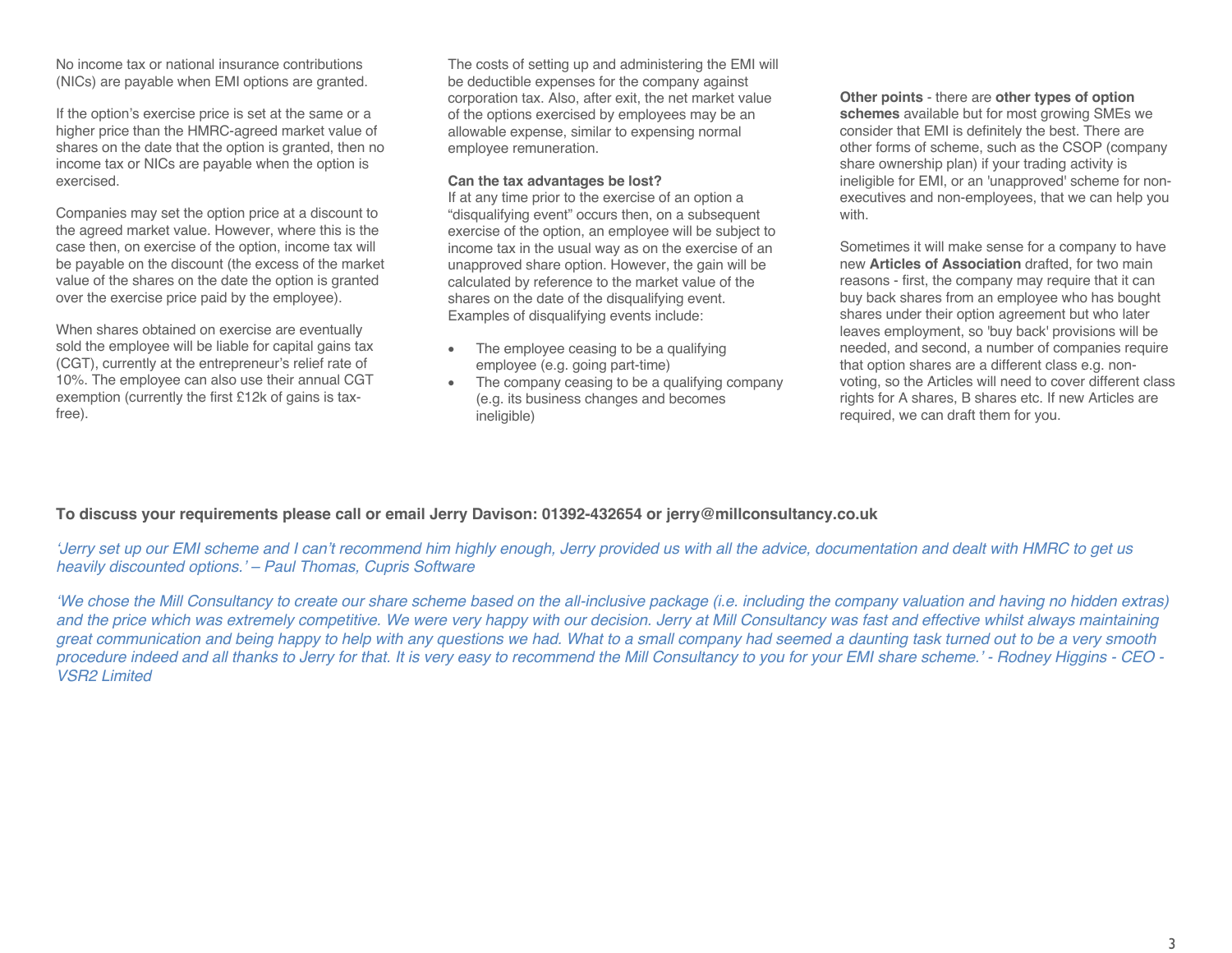No income tax or national insurance contributions (NICs) are payable when EMI options are granted.

If the option's exercise price is set at the same or a higher price than the HMRC-agreed market value of shares on the date that the option is granted, then no income tax or NICs are payable when the option is exercised.

Companies may set the option price at a discount to the agreed market value. However, where this is the case then, on exercise of the option, income tax will be payable on the discount (the excess of the market value of the shares on the date the option is granted over the exercise price paid by the employee).

When shares obtained on exercise are eventually sold the employee will be liable for capital gains tax (CGT), currently at the entrepreneur's relief rate of 10%. The employee can also use their annual CGT exemption (currently the first £12k of gains is tax-free).

The costs of setting up and administering the EMI will be deductible expenses for the company against corporation tax. Also, after exit, the net market value of the options exercised by employees may be an allowable expense, similar to expensing normal employee remuneration.

**Can the tax advantages be lost?**

If at any time prior to the exercise of an option a "disqualifying event" occurs then, on a subsequent exercise of the option, an employee will be subject to income tax in the usual way as on the exercise of an unapproved share option. However, the gain will be calculated by reference to the market value of the shares on the date of the disqualifying event. Examples of disqualifying events include:

- The employee ceasing to be a qualifying employee (e.g. going part-time)
- The company ceasing to be a qualifying company (e.g. its business changes and becomes ineligible)

**Other points** - there are **other types of option schemes** available but for most growing SMEs we consider that EMI is definitely the best. There are other forms of scheme, such as the CSOP (company share ownership plan) if your trading activity is ineligible for EMI, or an 'unapproved' scheme for non-executives and non-employees, that we can help you with.

Sometimes it will make sense for a company to have new **Articles of Association** drafted, for two main reasons - first, the company may require that it can buy back shares from an employee who has bought shares under their option agreement but who later leaves employment, so 'buy back' provisions will be needed, and second, a number of companies require that option shares are a different class e.g. non-voting, so the Articles will need to cover different class rights for A shares, B shares etc. If new Articles are required, we can draft them for you.

**To discuss your requirements please call or email Jerry Davison: 01392-432654 or jerry@millconsultancy.co.uk**

*'Jerry set up our EMI scheme and I can't recommend him highly enough, Jerry provided us with all the advice, documentation and dealt with HMRC to get us heavily discounted options.' – Paul Thomas, Cupris Software*

*'We chose the Mill Consultancy to create our share scheme based on the all-inclusive package (i.e. including the company valuation and having no hidden extras) and the price which was extremely competitive. We were very happy with our decision. Jerry at Mill Consultancy was fast and effective whilst always maintaining great communication and being happy to help with any questions we had. What to a small company had seemed a daunting task turned out to be a very smooth procedure indeed and all thanks to Jerry for that. It is very easy to recommend the Mill Consultancy to you for your EMI share scheme.' - Rodney Higgins - CEO - VSR2 Limited*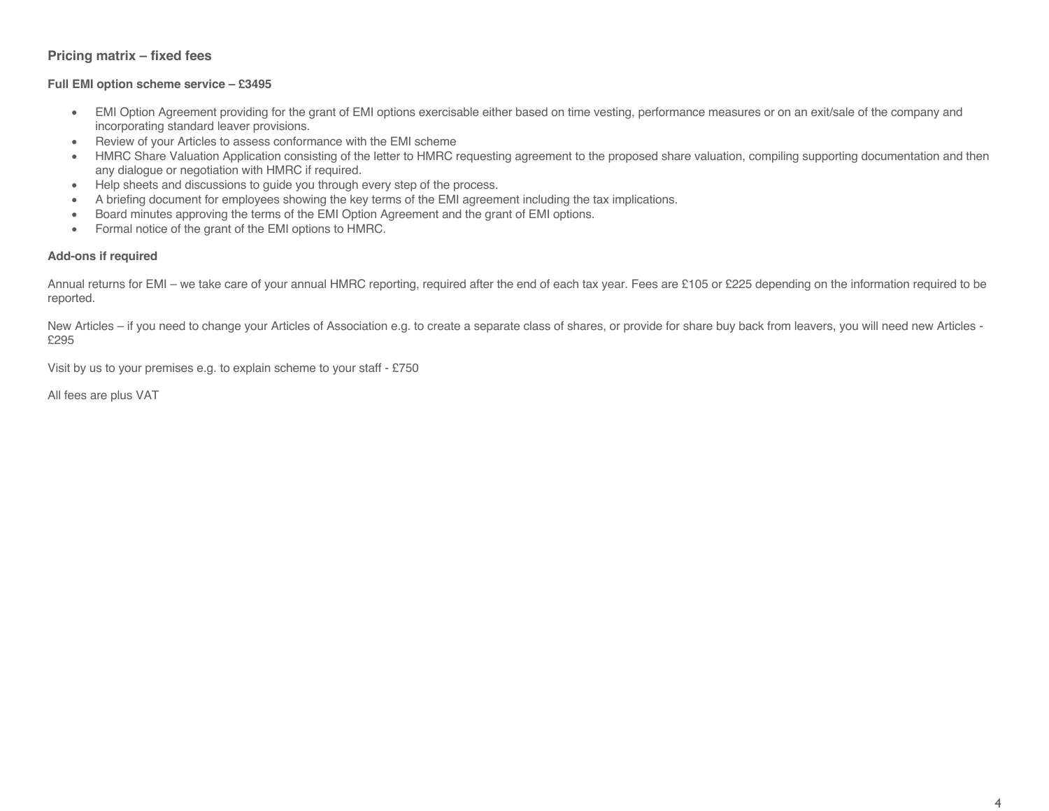## Pricing matrix – fixed fees

### Full EMI option scheme service – £3495

- EMI Option Agreement providing for the grant of EMI options exercisable either based on time vesting, performance measures or on an exit/sale of the company and incorporating standard leaver provisions.
- Review of your Articles to assess conformance with the EMI scheme
- HMRC Share Valuation Application consisting of the letter to HMRC requesting agreement to the proposed share valuation, compiling supporting documentation and then any dialogue or negotiation with HMRC if required.
- Help sheets and discussions to guide you through every step of the process.
- A briefing document for employees showing the key terms of the EMI agreement including the tax implications.
- Board minutes approving the terms of the EMI Option Agreement and the grant of EMI options.
- Formal notice of the grant of the EMI options to HMRC.

### Add-ons if required

Annual returns for EMI – we take care of your annual HMRC reporting, required after the end of each tax year. Fees are £105 or £225 depending on the information required to be reported.

New Articles – if you need to change your Articles of Association e.g. to create a separate class of shares, or provide for share buy back from leavers, you will need new Articles - £295

Visit by us to your premises e.g. to explain scheme to your staff - £750

All fees are plus VAT